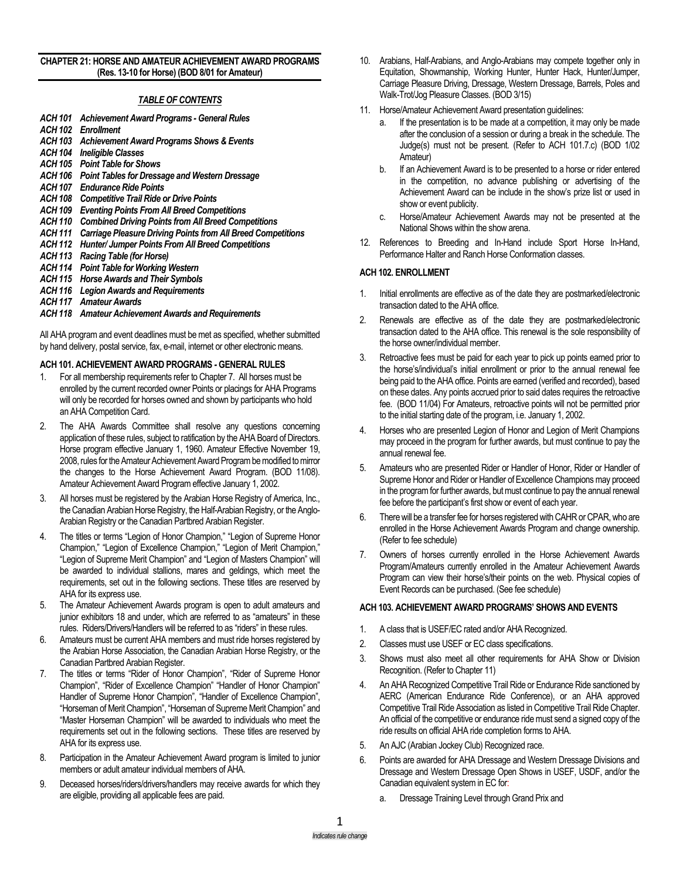## CHAPTER 21: HORSE AND AMATEUR ACHIEVEMENT AWARD PROGRAMS (Res. 13-10 for Horse) (BOD 8/01 for Amateur)

### *TABLE OF CONTENTS*

- ***ACH 101 Achievement Award Programs - General Rules***
- ***ACH 102 Enrollment***
- ***ACH 103 Achievement Award Programs Shows & Events***
- ***ACH 104 Ineligible Classes***
- ***ACH 105 Point Table for Shows***
- ***ACH 106 Point Tables for Dressage and Western Dressage***
- ***ACH 107 Endurance Ride Points***
- ***ACH 108 Competitive Trail Ride or Drive Points***
- ***ACH 109 Eventing Points From All Breed Competitions***
- ***ACH 110 Combined Driving Points from All Breed Competitions***
- ***ACH 111 Carriage Pleasure Driving Points from All Breed Competitions***
- ***ACH 112 Hunter/ Jumper Points From All Breed Competitions***
- ***ACH 113 Racing Table (for Horse)***
- ***ACH 114 Point Table for Working Western***
- ***ACH 115 Horse Awards and Their Symbols***
- ***ACH 116 Legion Awards and Requirements***
- ***ACH 117 Amateur Awards***
- ***ACH 118 Amateur Achievement Awards and Requirements***

All AHA program and event deadlines must be met as specified, whether submitted by hand delivery, postal service, fax, e-mail, internet or other electronic means.

### ACH 101. ACHIEVEMENT AWARD PROGRAMS - GENERAL RULES

1. For all membership requirements refer to Chapter 7. All horses must be enrolled by the current recorded owner Points or placings for AHA Programs will only be recorded for horses owned and shown by participants who hold an AHA Competition Card.
2. The AHA Awards Committee shall resolve any questions concerning application of these rules, subject to ratification by the AHA Board of Directors. Horse program effective January 1, 1960. Amateur Effective November 19, 2008, rules for the Amateur Achievement Award Program be modified to mirror the changes to the Horse Achievement Award Program. (BOD 11/08). Amateur Achievement Award Program effective January 1, 2002.
3. All horses must be registered by the Arabian Horse Registry of America, Inc., the Canadian Arabian Horse Registry, the Half-Arabian Registry, or the Anglo-Arabian Registry or the Canadian Partbred Arabian Register.
4. The titles or terms "Legion of Honor Champion," "Legion of Supreme Honor Champion," "Legion of Excellence Champion," "Legion of Merit Champion," "Legion of Supreme Merit Champion" and "Legion of Masters Champion" will be awarded to individual stallions, mares and geldings, which meet the requirements, set out in the following sections. These titles are reserved by AHA for its express use.
5. The Amateur Achievement Awards program is open to adult amateurs and junior exhibitors 18 and under, which are referred to as "amateurs" in these rules. Riders/Drivers/Handlers will be referred to as "riders" in these rules.
6. Amateurs must be current AHA members and must ride horses registered by the Arabian Horse Association, the Canadian Arabian Horse Registry, or the Canadian Partbred Arabian Register.
7. The titles or terms "Rider of Honor Champion", "Rider of Supreme Honor Champion", "Rider of Excellence Champion" "Handler of Honor Champion" Handler of Supreme Honor Champion", "Handler of Excellence Champion", "Horseman of Merit Champion", "Horseman of Supreme Merit Champion" and "Master Horseman Champion" will be awarded to individuals who meet the requirements set out in the following sections. These titles are reserved by AHA for its express use.
8. Participation in the Amateur Achievement Award program is limited to junior members or adult amateur individual members of AHA.
9. Deceased horses/riders/drivers/handlers may receive awards for which they are eligible, providing all applicable fees are paid.
10. Arabians, Half-Arabians, and Anglo-Arabians may compete together only in Equitation, Showmanship, Working Hunter, Hunter Hack, Hunter/Jumper, Carriage Pleasure Driving, Dressage, Western Dressage, Barrels, Poles and Walk-Trot/Jog Pleasure Classes. (BOD 3/15)
11. Horse/Amateur Achievement Award presentation guidelines:
    a. If the presentation is to be made at a competition, it may only be made after the conclusion of a session or during a break in the schedule. The Judge(s) must not be present. (Refer to ACH 101.7.c) (BOD 1/02 Amateur)
    b. If an Achievement Award is to be presented to a horse or rider entered in the competition, no advance publishing or advertising of the Achievement Award can be include in the show's prize list or used in show or event publicity.
    c. Horse/Amateur Achievement Awards may not be presented at the National Shows within the show arena.
12. References to Breeding and In-Hand include Sport Horse In-Hand, Performance Halter and Ranch Horse Conformation classes.

### ACH 102. ENROLLMENT

1. Initial enrollments are effective as of the date they are postmarked/electronic transaction dated to the AHA office.
2. Renewals are effective as of the date they are postmarked/electronic transaction dated to the AHA office. This renewal is the sole responsibility of the horse owner/individual member.
3. Retroactive fees must be paid for each year to pick up points earned prior to the horse's/individual's initial enrollment or prior to the annual renewal fee being paid to the AHA office. Points are earned (verified and recorded), based on these dates. Any points accrued prior to said dates requires the retroactive fee. (BOD 11/04) For Amateurs, retroactive points will not be permitted prior to the initial starting date of the program, i.e. January 1, 2002.
4. Horses who are presented Legion of Honor and Legion of Merit Champions may proceed in the program for further awards, but must continue to pay the annual renewal fee.
5. Amateurs who are presented Rider or Handler of Honor, Rider or Handler of Supreme Honor and Rider or Handler of Excellence Champions may proceed in the program for further awards, but must continue to pay the annual renewal fee before the participant's first show or event of each year.
6. There will be a transfer fee for horses registered with CAHR or CPAR, who are enrolled in the Horse Achievement Awards Program and change ownership. (Refer to fee schedule)
7. Owners of horses currently enrolled in the Horse Achievement Awards Program/Amateurs currently enrolled in the Amateur Achievement Awards Program can view their horse's/their points on the web. Physical copies of Event Records can be purchased. (See fee schedule)

### ACH 103. ACHIEVEMENT AWARD PROGRAMS' SHOWS AND EVENTS

1. A class that is USEF/EC rated and/or AHA Recognized.
2. Classes must use USEF or EC class specifications.
3. Shows must also meet all other requirements for AHA Show or Division Recognition. (Refer to Chapter 11)
4. An AHA Recognized Competitive Trail Ride or Endurance Ride sanctioned by AERC (American Endurance Ride Conference), or an AHA approved Competitive Trail Ride Association as listed in Competitive Trail Ride Chapter. An official of the competitive or endurance ride must send a signed copy of the ride results on official AHA ride completion forms to AHA.
5. An AJC (Arabian Jockey Club) Recognized race.
6. Points are awarded for AHA Dressage and Western Dressage Divisions and Dressage and Western Dressage Open Shows in USEF, USDF, and/or the Canadian equivalent system in EC for:
    a. Dressage Training Level through Grand Prix and

*Indicates rule change*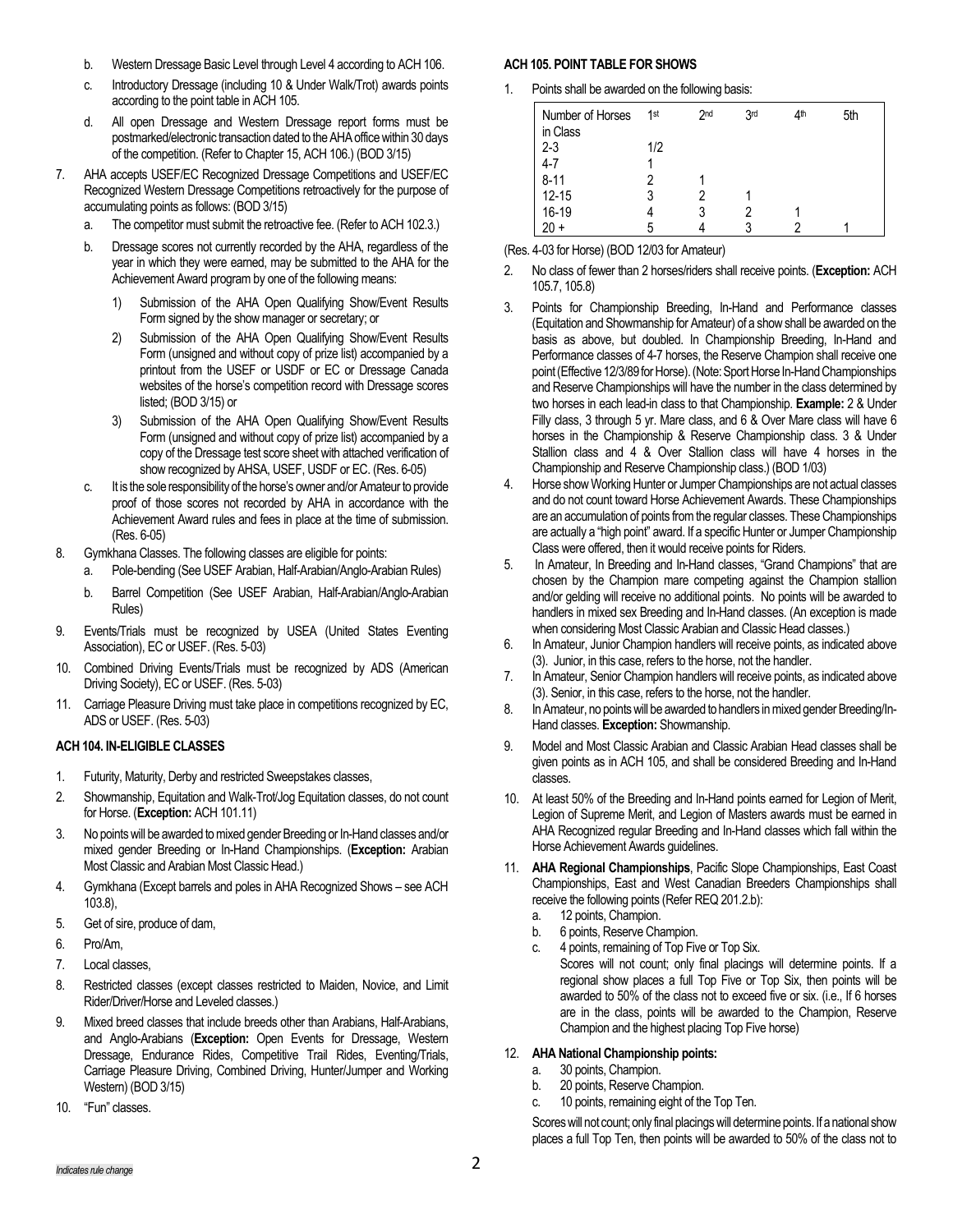b. Western Dressage Basic Level through Level 4 according to ACH 106.

c. Introductory Dressage (including 10 & Under Walk/Trot) awards points according to the point table in ACH 105.

d. All open Dressage and Western Dressage report forms must be postmarked/electronic transaction dated to the AHA office within 30 days of the competition. (Refer to Chapter 15, ACH 106.) (BOD 3/15)

7. AHA accepts USEF/EC Recognized Dressage Competitions and USEF/EC Recognized Western Dressage Competitions retroactively for the purpose of accumulating points as follows: (BOD 3/15)
   a. The competitor must submit the retroactive fee. (Refer to ACH 102.3.)
   b. Dressage scores not currently recorded by the AHA, regardless of the year in which they were earned, may be submitted to the AHA for the Achievement Award program by one of the following means:
      1) Submission of the AHA Open Qualifying Show/Event Results Form signed by the show manager or secretary; or
      2) Submission of the AHA Open Qualifying Show/Event Results Form (unsigned and without copy of prize list) accompanied by a printout from the USEF or USDF or EC or Dressage Canada websites of the horse's competition record with Dressage scores listed; (BOD 3/15) or
      3) Submission of the AHA Open Qualifying Show/Event Results Form (unsigned and without copy of prize list) accompanied by a copy of the Dressage test score sheet with attached verification of show recognized by AHSA, USEF, USDF or EC. (Res. 6-05)
   c. It is the sole responsibility of the horse's owner and/or Amateur to provide proof of those scores not recorded by AHA in accordance with the Achievement Award rules and fees in place at the time of submission. (Res. 6-05)

8. Gymkhana Classes. The following classes are eligible for points:
   a. Pole-bending (See USEF Arabian, Half-Arabian/Anglo-Arabian Rules)
   b. Barrel Competition (See USEF Arabian, Half-Arabian/Anglo-Arabian Rules)

9. Events/Trials must be recognized by USEA (United States Eventing Association), EC or USEF. (Res. 5-03)

10. Combined Driving Events/Trials must be recognized by ADS (American Driving Society), EC or USEF. (Res. 5-03)

11. Carriage Pleasure Driving must take place in competitions recognized by EC, ADS or USEF. (Res. 5-03)

### ACH 104. IN-ELIGIBLE CLASSES

1. Futurity, Maturity, Derby and restricted Sweepstakes classes,
2. Showmanship, Equitation and Walk-Trot/Jog Equitation classes, do not count for Horse. (**Exception:** ACH 101.11)
3. No points will be awarded to mixed gender Breeding or In-Hand classes and/or mixed gender Breeding or In-Hand Championships. (**Exception:** Arabian Most Classic and Arabian Most Classic Head.)
4. Gymkhana (Except barrels and poles in AHA Recognized Shows – see ACH 103.8),
5. Get of sire, produce of dam,
6. Pro/Am,
7. Local classes,
8. Restricted classes (except classes restricted to Maiden, Novice, and Limit Rider/Driver/Horse and Leveled classes.)
9. Mixed breed classes that include breeds other than Arabians, Half-Arabians, and Anglo-Arabians (**Exception:** Open Events for Dressage, Western Dressage, Endurance Rides, Competitive Trail Rides, Eventing/Trials, Carriage Pleasure Driving, Combined Driving, Hunter/Jumper and Working Western) (BOD 3/15)
10. "Fun" classes.

### ACH 105. POINT TABLE FOR SHOWS

1. Points shall be awarded on the following basis:

| Number of Horses in Class | 1st | 2nd | 3rd | 4th | 5th |
|---|---|---|---|---|---|
| 2-3 | 1/2 | | | | |
| 4-7 | 1 | | | | |
| 8-11 | 2 | 1 | | | |
| 12-15 | 3 | 2 | 1 | | |
| 16-19 | 4 | 3 | 2 | 1 | |
| 20 + | 5 | 4 | 3 | 2 | 1 |

(Res. 4-03 for Horse) (BOD 12/03 for Amateur)

2. No class of fewer than 2 horses/riders shall receive points. (**Exception:** ACH 105.7, 105.8)
3. Points for Championship Breeding, In-Hand and Performance classes (Equitation and Showmanship for Amateur) of a show shall be awarded on the basis as above, but doubled. In Championship Breeding, In-Hand and Performance classes of 4-7 horses, the Reserve Champion shall receive one point (Effective 12/3/89 for Horse). (Note: Sport Horse In-Hand Championships and Reserve Championships will have the number in the class determined by two horses in each lead-in class to that Championship. **Example:** 2 & Under Filly class, 3 through 5 yr. Mare class, and 6 & Over Mare class will have 6 horses in the Championship & Reserve Championship class. 3 & Under Stallion class and 4 & Over Stallion class will have 4 horses in the Championship and Reserve Championship class.) (BOD 1/03)
4. Horse show Working Hunter or Jumper Championships are not actual classes and do not count toward Horse Achievement Awards. These Championships are an accumulation of points from the regular classes. These Championships are actually a "high point" award. If a specific Hunter or Jumper Championship Class were offered, then it would receive points for Riders.
5. In Amateur, In Breeding and In-Hand classes, "Grand Champions" that are chosen by the Champion mare competing against the Champion stallion and/or gelding will receive no additional points. No points will be awarded to handlers in mixed sex Breeding and In-Hand classes. (An exception is made when considering Most Classic Arabian and Classic Head classes.)
6. In Amateur, Junior Champion handlers will receive points, as indicated above (3). Junior, in this case, refers to the horse, not the handler.
7. In Amateur, Senior Champion handlers will receive points, as indicated above (3). Senior, in this case, refers to the horse, not the handler.
8. In Amateur, no points will be awarded to handlers in mixed gender Breeding/In-Hand classes. **Exception:** Showmanship.
9. Model and Most Classic Arabian and Classic Arabian Head classes shall be given points as in ACH 105, and shall be considered Breeding and In-Hand classes.
10. At least 50% of the Breeding and In-Hand points earned for Legion of Merit, Legion of Supreme Merit, and Legion of Masters awards must be earned in AHA Recognized regular Breeding and In-Hand classes which fall within the Horse Achievement Awards guidelines.
11. **AHA Regional Championships**, Pacific Slope Championships, East Coast Championships, East and West Canadian Breeders Championships shall receive the following points (Refer REQ 201.2.b):
    a. 12 points, Champion.
    b. 6 points, Reserve Champion.
    c. 4 points, remaining of Top Five or Top Six.
    Scores will not count; only final placings will determine points. If a regional show places a full Top Five or Top Six, then points will be awarded to 50% of the class not to exceed five or six. (i.e., If 6 horses are in the class, points will be awarded to the Champion, Reserve Champion and the highest placing Top Five horse)
12. **AHA National Championship points:**
    a. 30 points, Champion.
    b. 20 points, Reserve Champion.
    c. 10 points, remaining eight of the Top Ten.
    Scores will not count; only final placings will determine points. If a national show places a full Top Ten, then points will be awarded to 50% of the class not to

*Indicates rule change*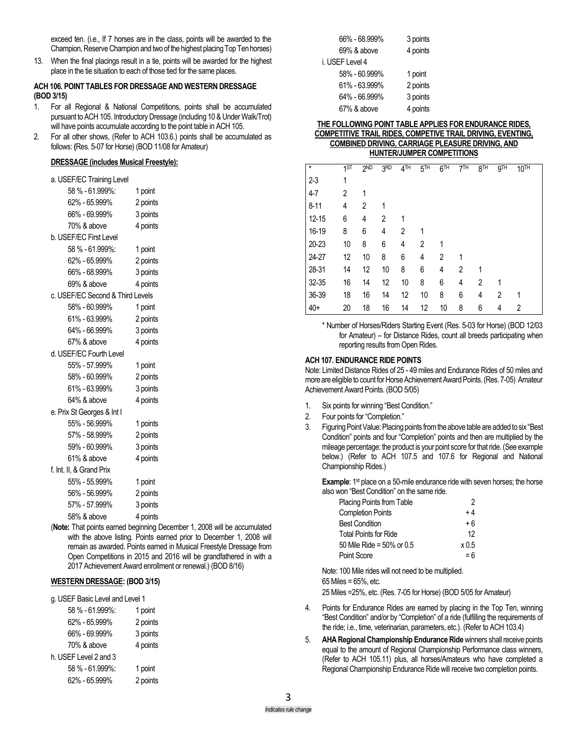exceed ten. (i.e., If 7 horses are in the class, points will be awarded to the Champion, Reserve Champion and two of the highest placing Top Ten horses)

13. When the final placings result in a tie, points will be awarded for the highest place in the tie situation to each of those tied for the same places.

### ACH 106. POINT TABLES FOR DRESSAGE AND WESTERN DRESSAGE (BOD 3/15)

1. For all Regional & National Competitions, points shall be accumulated pursuant to ACH 105. Introductory Dressage (including 10 & Under Walk/Trot) will have points accumulate according to the point table in ACH 105.
2. For all other shows, (Refer to ACH 103.6.) points shall be accumulated as follows: (Res. 5-07 for Horse) (BOD 11/08 for Amateur)

**DRESSAGE (includes Musical Freestyle):**

a. USEF/EC Training Level

| | |
|---|---|
| 58 % - 61.999%: | 1 point |
| 62% - 65.999% | 2 points |
| 66% - 69.999% | 3 points |
| 70% & above | 4 points |

b. USEF/EC First Level

| | |
|---|---|
| 58 % - 61.999%: | 1 point |
| 62% - 65.999% | 2 points |
| 66% - 68.999% | 3 points |
| 69% & above | 4 points |

c. USEF/EC Second & Third Levels

| | |
|---|---|
| 58% - 60.999% | 1 point |
| 61% - 63.999% | 2 points |
| 64% - 66.999% | 3 points |
| 67% & above | 4 points |

d. USEF/EC Fourth Level

| | |
|---|---|
| 55% - 57.999% | 1 point |
| 58% - 60.999% | 2 points |
| 61% - 63.999% | 3 points |
| 64% & above | 4 points |

e. Prix St Georges & Int I

| | |
|---|---|
| 55% - 56.999% | 1 points |
| 57% - 58.999% | 2 points |
| 59% - 60.999% | 3 points |
| 61% & above | 4 points |

f. Int. II, & Grand Prix

| | |
|---|---|
| 55% - 55.999% | 1 point |
| 56% - 56.999% | 2 points |
| 57% - 57.999% | 3 points |
| 58% & above | 4 points |

(**Note:** That points earned beginning December 1, 2008 will be accumulated with the above listing. Points earned prior to December 1, 2008 will remain as awarded. Points earned in Musical Freestyle Dressage from Open Competitions in 2015 and 2016 will be grandfathered in with a 2017 Achievement Award enrollment or renewal.) (BOD 8/16)

**WESTERN DRESSAGE: (BOD 3/15)**

g. USEF Basic Level and Level 1

| | |
|---|---|
| 58 % - 61.999%: | 1 point |
| 62% - 65.999% | 2 points |
| 66% - 69.999% | 3 points |
| 70% & above | 4 points |

h. USEF Level 2 and 3

| | |
|---|---|
| 58 % - 61.999%: | 1 point |
| 62% - 65.999% | 2 points |
| 66% - 68.999% | 3 points |
| 69% & above | 4 points |

i. USEF Level 4

| | |
|---|---|
| 58% - 60.999% | 1 point |
| 61% - 63.999% | 2 points |
| 64% - 66.999% | 3 points |
| 67% & above | 4 points |

**THE FOLLOWING POINT TABLE APPLIES FOR ENDURANCE RIDES, COMPETITIVE TRAIL RIDES, COMPETIVE TRAIL DRIVING, EVENTING, COMBINED DRIVING, CARRIAGE PLEASURE DRIVING, AND HUNTER/JUMPER COMPETITIONS**

| * | 1ST | 2ND | 3RD | 4TH | 5TH | 6TH | 7TH | 8TH | 9TH | 10TH |
|---|---|---|---|---|---|---|---|---|---|---|
| 2-3 | 1 | | | | | | | | | |
| 4-7 | 2 | 1 | | | | | | | | |
| 8-11 | 4 | 2 | 1 | | | | | | | |
| 12-15 | 6 | 4 | 2 | 1 | | | | | | |
| 16-19 | 8 | 6 | 4 | 2 | 1 | | | | | |
| 20-23 | 10 | 8 | 6 | 4 | 2 | 1 | | | | |
| 24-27 | 12 | 10 | 8 | 6 | 4 | 2 | 1 | | | |
| 28-31 | 14 | 12 | 10 | 8 | 6 | 4 | 2 | 1 | | |
| 32-35 | 16 | 14 | 12 | 10 | 8 | 6 | 4 | 2 | 1 | |
| 36-39 | 18 | 16 | 14 | 12 | 10 | 8 | 6 | 4 | 2 | 1 |
| 40+ | 20 | 18 | 16 | 14 | 12 | 10 | 8 | 6 | 4 | 2 |

\* Number of Horses/Riders Starting Event (Res. 5-03 for Horse) (BOD 12/03 for Amateur) – for Distance Rides, count all breeds participating when reporting results from Open Rides.

### ACH 107. ENDURANCE RIDE POINTS

Note: Limited Distance Rides of 25 - 49 miles and Endurance Rides of 50 miles and more are eligible to count for Horse Achievement Award Points. (Res. 7-05) Amateur Achievement Award Points. (BOD 5/05)

1. Six points for winning "Best Condition."
2. Four points for "Completion."
3. Figuring Point Value: Placing points from the above table are added to six "Best Condition" points and four "Completion" points and then are multiplied by the mileage percentage: the product is your point score for that ride. (See example below.) (Refer to ACH 107.5 and 107.6 for Regional and National Championship Rides.)

   **Example**: 1st place on a 50-mile endurance ride with seven horses; the horse also won "Best Condition" on the same ride.

   | | |
   |---|---|
   | Placing Points from Table | 2 |
   | Completion Points | + 4 |
   | Best Condition | + 6 |
   | Total Points for Ride | 12 |
   | 50 Mile Ride = 50% or 0.5 | x 0.5 |
   | Point Score | = 6 |

   Note: 100 Mile rides will not need to be multiplied.
   65 Miles = 65%, etc.
   25 Miles =25%, etc. (Res. 7-05 for Horse) (BOD 5/05 for Amateur)

4. Points for Endurance Rides are earned by placing in the Top Ten, winning "Best Condition" and/or by "Completion" of a ride (fulfilling the requirements of the ride; i.e., time, veterinarian, parameters, etc.). (Refer to ACH 103.4)
5. **AHA Regional Championship Endurance Ride** winners shall receive points equal to the amount of Regional Championship Performance class winners, (Refer to ACH 105.11) plus, all horses/Amateurs who have completed a Regional Championship Endurance Ride will receive two completion points.

*Indicates rule change*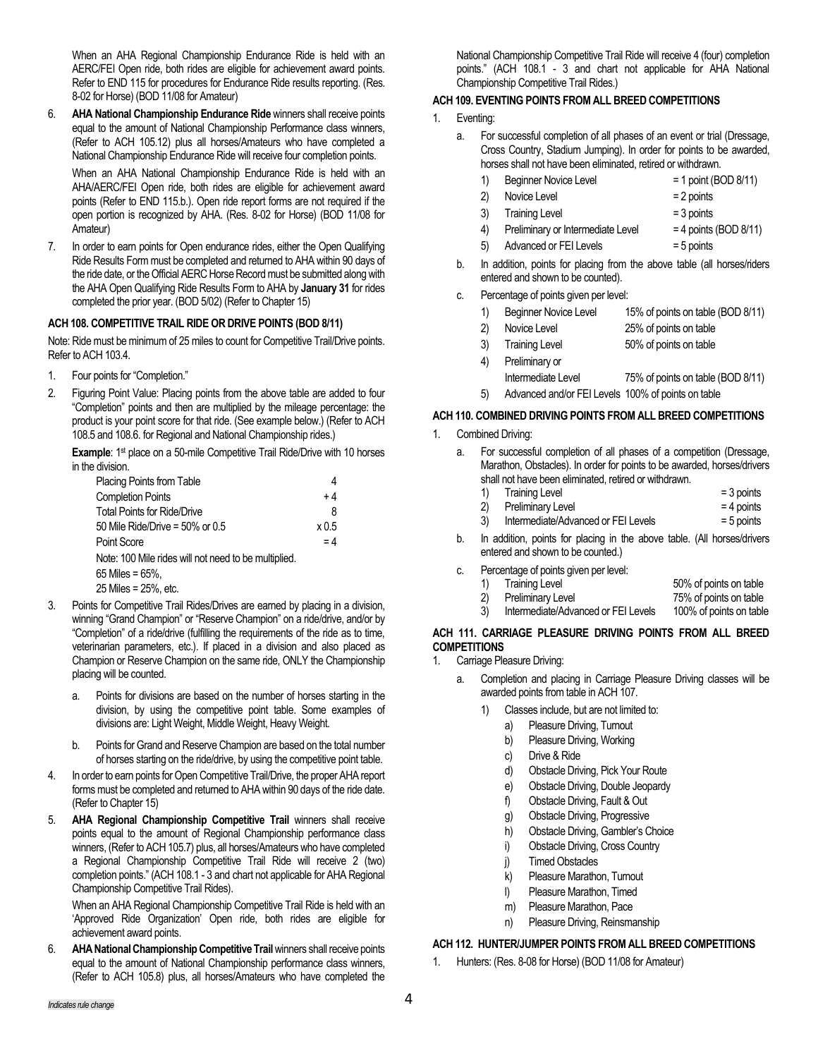When an AHA Regional Championship Endurance Ride is held with an AERC/FEI Open ride, both rides are eligible for achievement award points. Refer to END 115 for procedures for Endurance Ride results reporting. (Res. 8-02 for Horse) (BOD 11/08 for Amateur)

6. **AHA National Championship Endurance Ride** winners shall receive points equal to the amount of National Championship Performance class winners, (Refer to ACH 105.12) plus all horses/Amateurs who have completed a National Championship Endurance Ride will receive four completion points.

   When an AHA National Championship Endurance Ride is held with an AHA/AERC/FEI Open ride, both rides are eligible for achievement award points (Refer to END 115.b.). Open ride report forms are not required if the open portion is recognized by AHA. (Res. 8-02 for Horse) (BOD 11/08 for Amateur)

7. In order to earn points for Open endurance rides, either the Open Qualifying Ride Results Form must be completed and returned to AHA within 90 days of the ride date, or the Official AERC Horse Record must be submitted along with the AHA Open Qualifying Ride Results Form to AHA by **January 31** for rides completed the prior year. (BOD 5/02) (Refer to Chapter 15)

### ACH 108. COMPETITIVE TRAIL RIDE OR DRIVE POINTS (BOD 8/11)

Note: Ride must be minimum of 25 miles to count for Competitive Trail/Drive points. Refer to ACH 103.4.

1. Four points for "Completion."
2. Figuring Point Value: Placing points from the above table are added to four "Completion" points and then are multiplied by the mileage percentage: the product is your point score for that ride. (See example below.) (Refer to ACH 108.5 and 108.6. for Regional and National Championship rides.)

   **Example**: 1st place on a 50-mile Competitive Trail Ride/Drive with 10 horses in the division.

   | | |
   |---|---|
   | Placing Points from Table | 4 |
   | Completion Points | + 4 |
   | Total Points for Ride/Drive | 8 |
   | 50 Mile Ride/Drive = 50% or 0.5 | x 0.5 |
   | Point Score | = 4 |

   Note: 100 Mile rides will not need to be multiplied.
   65 Miles = 65%,
   25 Miles = 25%, etc.

3. Points for Competitive Trail Rides/Drives are earned by placing in a division, winning "Grand Champion" or "Reserve Champion" on a ride/drive, and/or by "Completion" of a ride/drive (fulfilling the requirements of the ride as to time, veterinarian parameters, etc.). If placed in a division and also placed as Champion or Reserve Champion on the same ride, ONLY the Championship placing will be counted.
   a. Points for divisions are based on the number of horses starting in the division, by using the competitive point table. Some examples of divisions are: Light Weight, Middle Weight, Heavy Weight.
   b. Points for Grand and Reserve Champion are based on the total number of horses starting on the ride/drive, by using the competitive point table.
4. In order to earn points for Open Competitive Trail/Drive, the proper AHA report forms must be completed and returned to AHA within 90 days of the ride date. (Refer to Chapter 15)
5. **AHA Regional Championship Competitive Trail** winners shall receive points equal to the amount of Regional Championship performance class winners, (Refer to ACH 105.7) plus, all horses/Amateurs who have completed a Regional Championship Competitive Trail Ride will receive 2 (two) completion points." (ACH 108.1 - 3 and chart not applicable for AHA Regional Championship Competitive Trail Rides).

   When an AHA Regional Championship Competitive Trail Ride is held with an 'Approved Ride Organization' Open ride, both rides are eligible for achievement award points.

6. **AHA National Championship Competitive Trail** winners shall receive points equal to the amount of National Championship performance class winners, (Refer to ACH 105.8) plus, all horses/Amateurs who have completed the National Championship Competitive Trail Ride will receive 4 (four) completion points." (ACH 108.1 - 3 and chart not applicable for AHA National Championship Competitive Trail Rides.)

### ACH 109. EVENTING POINTS FROM ALL BREED COMPETITIONS

1. Eventing:
   a. For successful completion of all phases of an event or trial (Dressage, Cross Country, Stadium Jumping). In order for points to be awarded, horses shall not have been eliminated, retired or withdrawn.
      1) Beginner Novice Level = 1 point (BOD 8/11)
      2) Novice Level = 2 points
      3) Training Level = 3 points
      4) Preliminary or Intermediate Level = 4 points (BOD 8/11)
      5) Advanced or FEI Levels = 5 points
   b. In addition, points for placing from the above table (all horses/riders entered and shown to be counted).
   c. Percentage of points given per level:
      1) Beginner Novice Level 15% of points on table (BOD 8/11)
      2) Novice Level 25% of points on table
      3) Training Level 50% of points on table
      4) Preliminary or Intermediate Level 75% of points on table (BOD 8/11)
      5) Advanced and/or FEI Levels 100% of points on table

### ACH 110. COMBINED DRIVING POINTS FROM ALL BREED COMPETITIONS

1. Combined Driving:
   a. For successful completion of all phases of a competition (Dressage, Marathon, Obstacles). In order for points to be awarded, horses/drivers shall not have been eliminated, retired or withdrawn.
      1) Training Level = 3 points
      2) Preliminary Level = 4 points
      3) Intermediate/Advanced or FEI Levels = 5 points
   b. In addition, points for placing in the above table. (All horses/drivers entered and shown to be counted.)
   c. Percentage of points given per level:
      1) Training Level 50% of points on table
      2) Preliminary Level 75% of points on table
      3) Intermediate/Advanced or FEI Levels 100% of points on table

### ACH 111. CARRIAGE PLEASURE DRIVING POINTS FROM ALL BREED COMPETITIONS

1. Carriage Pleasure Driving:
   a. Completion and placing in Carriage Pleasure Driving classes will be awarded points from table in ACH 107.
      1) Classes include, but are not limited to:
         a) Pleasure Driving, Turnout
         b) Pleasure Driving, Working
         c) Drive & Ride
         d) Obstacle Driving, Pick Your Route
         e) Obstacle Driving, Double Jeopardy
         f) Obstacle Driving, Fault & Out
         g) Obstacle Driving, Progressive
         h) Obstacle Driving, Gambler's Choice
         i) Obstacle Driving, Cross Country
         j) Timed Obstacles
         k) Pleasure Marathon, Turnout
         l) Pleasure Marathon, Timed
         m) Pleasure Marathon, Pace
         n) Pleasure Driving, Reinsmanship

### ACH 112. HUNTER/JUMPER POINTS FROM ALL BREED COMPETITIONS

1. Hunters: (Res. 8-08 for Horse) (BOD 11/08 for Amateur)

*Indicates rule change*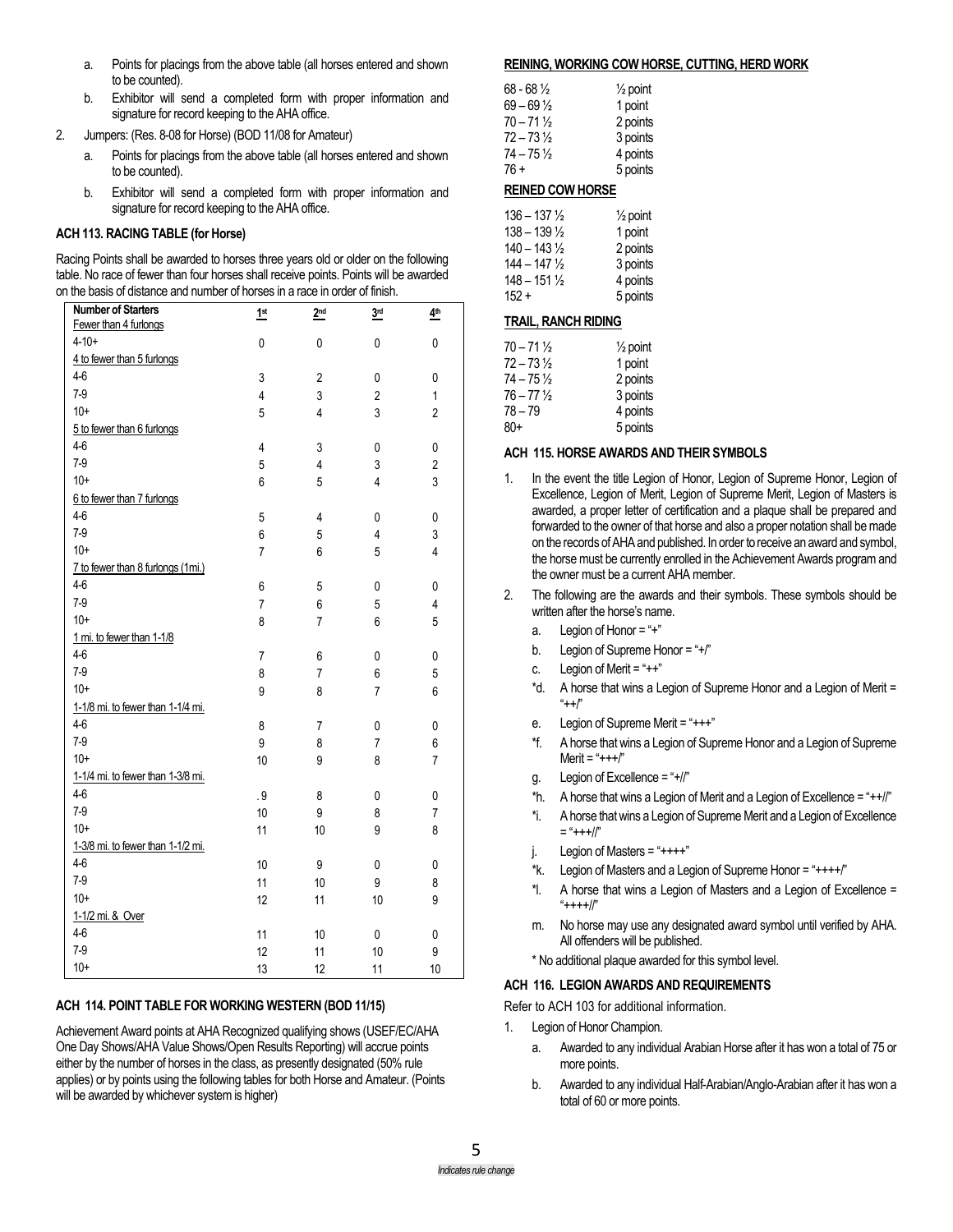a. Points for placings from the above table (all horses entered and shown to be counted).
b. Exhibitor will send a completed form with proper information and signature for record keeping to the AHA office.

2. Jumpers: (Res. 8-08 for Horse) (BOD 11/08 for Amateur)
   a. Points for placings from the above table (all horses entered and shown to be counted).
   b. Exhibitor will send a completed form with proper information and signature for record keeping to the AHA office.

### ACH 113. RACING TABLE (for Horse)

Racing Points shall be awarded to horses three years old or older on the following table. No race of fewer than four horses shall receive points. Points will be awarded on the basis of distance and number of horses in a race in order of finish.

| Number of Starters | 1st | 2nd | 3rd | 4th |
|---|---|---|---|---|
| Fewer than 4 furlongs | | | | |
| 4-10+ | 0 | 0 | 0 | 0 |
| 4 to fewer than 5 furlongs | | | | |
| 4-6 | 3 | 2 | 0 | 0 |
| 7-9 | 4 | 3 | 2 | 1 |
| 10+ | 5 | 4 | 3 | 2 |
| 5 to fewer than 6 furlongs | | | | |
| 4-6 | 4 | 3 | 0 | 0 |
| 7-9 | 5 | 4 | 3 | 2 |
| 10+ | 6 | 5 | 4 | 3 |
| 6 to fewer than 7 furlongs | | | | |
| 4-6 | 5 | 4 | 0 | 0 |
| 7-9 | 6 | 5 | 4 | 3 |
| 10+ | 7 | 6 | 5 | 4 |
| 7 to fewer than 8 furlongs (1mi.) | | | | |
| 4-6 | 6 | 5 | 0 | 0 |
| 7-9 | 7 | 6 | 5 | 4 |
| 10+ | 8 | 7 | 6 | 5 |
| 1 mi. to fewer than 1-1/8 | | | | |
| 4-6 | 7 | 6 | 0 | 0 |
| 7-9 | 8 | 7 | 6 | 5 |
| 10+ | 9 | 8 | 7 | 6 |
| 1-1/8 mi. to fewer than 1-1/4 mi. | | | | |
| 4-6 | 8 | 7 | 0 | 0 |
| 7-9 | 9 | 8 | 7 | 6 |
| 10+ | 10 | 9 | 8 | 7 |
| 1-1/4 mi. to fewer than 1-3/8 mi. | | | | |
| 4-6 | .9 | 8 | 0 | 0 |
| 7-9 | 10 | 9 | 8 | 7 |
| 10+ | 11 | 10 | 9 | 8 |
| 1-3/8 mi. to fewer than 1-1/2 mi. | | | | |
| 4-6 | 10 | 9 | 0 | 0 |
| 7-9 | 11 | 10 | 9 | 8 |
| 10+ | 12 | 11 | 10 | 9 |
| 1-1/2 mi. & Over | | | | |
| 4-6 | 11 | 10 | 0 | 0 |
| 7-9 | 12 | 11 | 10 | 9 |
| 10+ | 13 | 12 | 11 | 10 |

### ACH 114. POINT TABLE FOR WORKING WESTERN (BOD 11/15)

Achievement Award points at AHA Recognized qualifying shows (USEF/EC/AHA One Day Shows/AHA Value Shows/Open Results Reporting) will accrue points either by the number of horses in the class, as presently designated (50% rule applies) or by points using the following tables for both Horse and Amateur. (Points will be awarded by whichever system is higher)

#### REINING, WORKING COW HORSE, CUTTING, HERD WORK

| | |
|---|---|
| 68 - 68 ½ | ½ point |
| 69 – 69 ½ | 1 point |
| 70 – 71 ½ | 2 points |
| 72 – 73 ½ | 3 points |
| 74 – 75 ½ | 4 points |
| 76 + | 5 points |

#### REINED COW HORSE

| | |
|---|---|
| 136 – 137 ½ | ½ point |
| 138 – 139 ½ | 1 point |
| 140 – 143 ½ | 2 points |
| 144 – 147 ½ | 3 points |
| 148 – 151 ½ | 4 points |
| 152 + | 5 points |

#### TRAIL, RANCH RIDING

| | |
|---|---|
| 70 – 71 ½ | ½ point |
| 72 – 73 ½ | 1 point |
| 74 – 75 ½ | 2 points |
| 76 – 77 ½ | 3 points |
| 78 – 79 | 4 points |
| 80+ | 5 points |

### ACH 115. HORSE AWARDS AND THEIR SYMBOLS

1. In the event the title Legion of Honor, Legion of Supreme Honor, Legion of Excellence, Legion of Merit, Legion of Supreme Merit, Legion of Masters is awarded, a proper letter of certification and a plaque shall be prepared and forwarded to the owner of that horse and also a proper notation shall be made on the records of AHA and published. In order to receive an award and symbol, the horse must be currently enrolled in the Achievement Awards program and the owner must be a current AHA member.
2. The following are the awards and their symbols. These symbols should be written after the horse's name.
   a. Legion of Honor = "+"
   b. Legion of Supreme Honor = "+/"
   c. Legion of Merit = "++"
   *d. A horse that wins a Legion of Supreme Honor and a Legion of Merit = "++/"
   e. Legion of Supreme Merit = "+++"
   *f. A horse that wins a Legion of Supreme Honor and a Legion of Supreme Merit = "+++/"
   g. Legion of Excellence = "+//"
   *h. A horse that wins a Legion of Merit and a Legion of Excellence = "++//"
   *i. A horse that wins a Legion of Supreme Merit and a Legion of Excellence = "+++//"
   j. Legion of Masters = "++++"
   *k. Legion of Masters and a Legion of Supreme Honor = "++++/"
   *l. A horse that wins a Legion of Masters and a Legion of Excellence = "++++//"
   m. No horse may use any designated award symbol until verified by AHA. All offenders will be published.

   * No additional plaque awarded for this symbol level.

### ACH 116. LEGION AWARDS AND REQUIREMENTS

Refer to ACH 103 for additional information.

1. Legion of Honor Champion.
   a. Awarded to any individual Arabian Horse after it has won a total of 75 or more points.
   b. Awarded to any individual Half-Arabian/Anglo-Arabian after it has won a total of 60 or more points.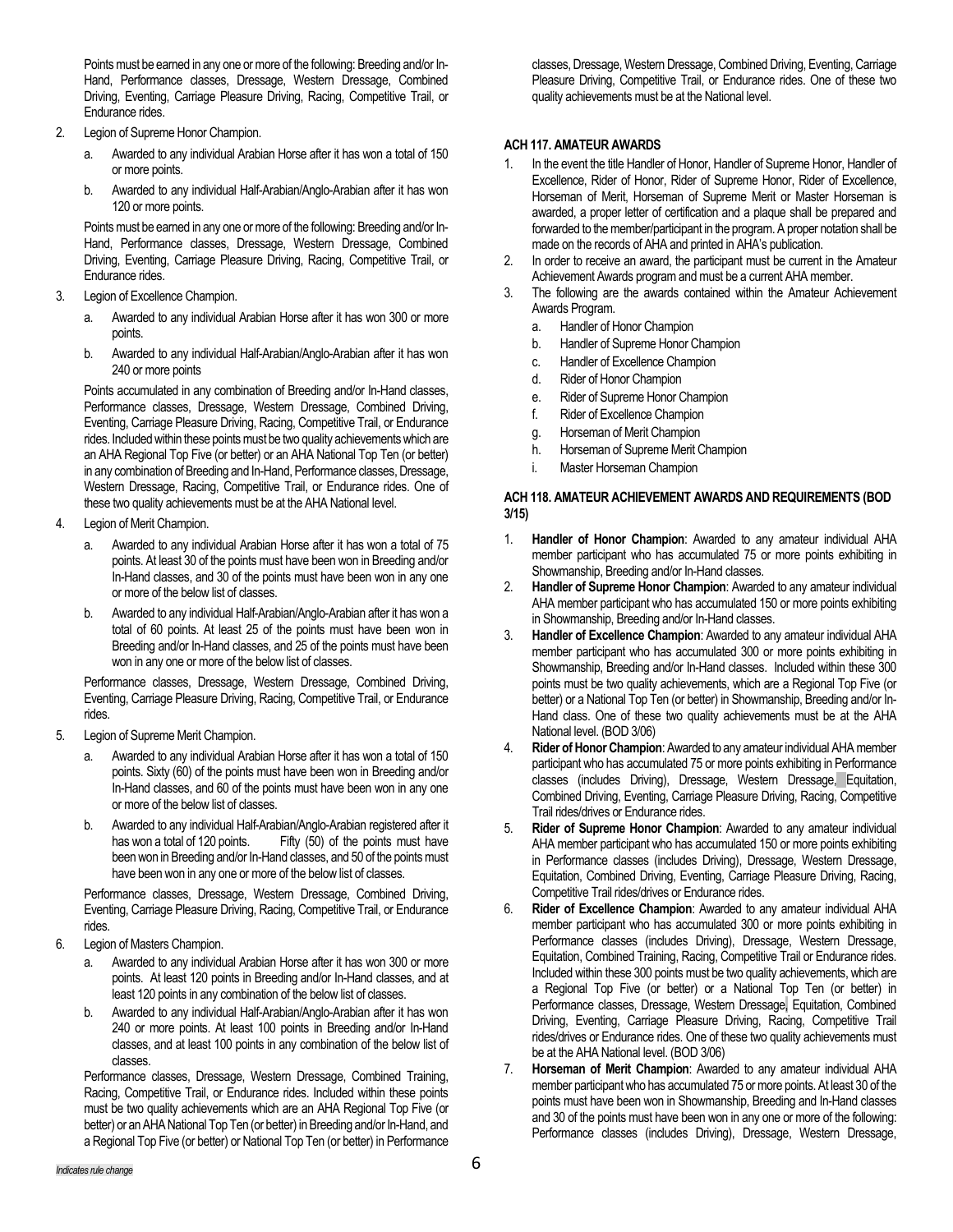Points must be earned in any one or more of the following: Breeding and/or In-Hand, Performance classes, Dressage, Western Dressage, Combined Driving, Eventing, Carriage Pleasure Driving, Racing, Competitive Trail, or Endurance rides.

2. Legion of Supreme Honor Champion.
   a. Awarded to any individual Arabian Horse after it has won a total of 150 or more points.
   b. Awarded to any individual Half-Arabian/Anglo-Arabian after it has won 120 or more points.

   Points must be earned in any one or more of the following: Breeding and/or In-Hand, Performance classes, Dressage, Western Dressage, Combined Driving, Eventing, Carriage Pleasure Driving, Racing, Competitive Trail, or Endurance rides.

3. Legion of Excellence Champion.
   a. Awarded to any individual Arabian Horse after it has won 300 or more points.
   b. Awarded to any individual Half-Arabian/Anglo-Arabian after it has won 240 or more points

   Points accumulated in any combination of Breeding and/or In-Hand classes, Performance classes, Dressage, Western Dressage, Combined Driving, Eventing, Carriage Pleasure Driving, Racing, Competitive Trail, or Endurance rides. Included within these points must be two quality achievements which are an AHA Regional Top Five (or better) or an AHA National Top Ten (or better) in any combination of Breeding and In-Hand, Performance classes, Dressage, Western Dressage, Racing, Competitive Trail, or Endurance rides. One of these two quality achievements must be at the AHA National level.

4. Legion of Merit Champion.
   a. Awarded to any individual Arabian Horse after it has won a total of 75 points. At least 30 of the points must have been won in Breeding and/or In-Hand classes, and 30 of the points must have been won in any one or more of the below list of classes.
   b. Awarded to any individual Half-Arabian/Anglo-Arabian after it has won a total of 60 points. At least 25 of the points must have been won in Breeding and/or In-Hand classes, and 25 of the points must have been won in any one or more of the below list of classes.

   Performance classes, Dressage, Western Dressage, Combined Driving, Eventing, Carriage Pleasure Driving, Racing, Competitive Trail, or Endurance rides.

5. Legion of Supreme Merit Champion.
   a. Awarded to any individual Arabian Horse after it has won a total of 150 points. Sixty (60) of the points must have been won in Breeding and/or In-Hand classes, and 60 of the points must have been won in any one or more of the below list of classes.
   b. Awarded to any individual Half-Arabian/Anglo-Arabian registered after it has won a total of 120 points. Fifty (50) of the points must have been won in Breeding and/or In-Hand classes, and 50 of the points must have been won in any one or more of the below list of classes.

   Performance classes, Dressage, Western Dressage, Combined Driving, Eventing, Carriage Pleasure Driving, Racing, Competitive Trail, or Endurance rides.

6. Legion of Masters Champion.
   a. Awarded to any individual Arabian Horse after it has won 300 or more points. At least 120 points in Breeding and/or In-Hand classes, and at least 120 points in any combination of the below list of classes.
   b. Awarded to any individual Half-Arabian/Anglo-Arabian after it has won 240 or more points. At least 100 points in Breeding and/or In-Hand classes, and at least 100 points in any combination of the below list of classes.

   Performance classes, Dressage, Western Dressage, Combined Training, Racing, Competitive Trail, or Endurance rides. Included within these points must be two quality achievements which are an AHA Regional Top Five (or better) or an AHA National Top Ten (or better) in Breeding and/or In-Hand, and a Regional Top Five (or better) or National Top Ten (or better) in Performance classes, Dressage, Western Dressage, Combined Driving, Eventing, Carriage Pleasure Driving, Competitive Trail, or Endurance rides. One of these two quality achievements must be at the National level.

### ACH 117. AMATEUR AWARDS

1. In the event the title Handler of Honor, Handler of Supreme Honor, Handler of Excellence, Rider of Honor, Rider of Supreme Honor, Rider of Excellence, Horseman of Merit, Horseman of Supreme Merit or Master Horseman is awarded, a proper letter of certification and a plaque shall be prepared and forwarded to the member/participant in the program. A proper notation shall be made on the records of AHA and printed in AHA's publication.
2. In order to receive an award, the participant must be current in the Amateur Achievement Awards program and must be a current AHA member.
3. The following are the awards contained within the Amateur Achievement Awards Program.
   a. Handler of Honor Champion
   b. Handler of Supreme Honor Champion
   c. Handler of Excellence Champion
   d. Rider of Honor Champion
   e. Rider of Supreme Honor Champion
   f. Rider of Excellence Champion
   g. Horseman of Merit Champion
   h. Horseman of Supreme Merit Champion
   i. Master Horseman Champion

### ACH 118. AMATEUR ACHIEVEMENT AWARDS AND REQUIREMENTS (BOD 3/15)

1. **Handler of Honor Champion**: Awarded to any amateur individual AHA member participant who has accumulated 75 or more points exhibiting in Showmanship, Breeding and/or In-Hand classes.
2. **Handler of Supreme Honor Champion**: Awarded to any amateur individual AHA member participant who has accumulated 150 or more points exhibiting in Showmanship, Breeding and/or In-Hand classes.
3. **Handler of Excellence Champion**: Awarded to any amateur individual AHA member participant who has accumulated 300 or more points exhibiting in Showmanship, Breeding and/or In-Hand classes. Included within these 300 points must be two quality achievements, which are a Regional Top Five (or better) or a National Top Ten (or better) in Showmanship, Breeding and/or In-Hand class. One of these two quality achievements must be at the AHA National level. (BOD 3/06)
4. **Rider of Honor Champion**: Awarded to any amateur individual AHA member participant who has accumulated 75 or more points exhibiting in Performance classes (includes Driving), Dressage, Western Dressage, Equitation, Combined Driving, Eventing, Carriage Pleasure Driving, Racing, Competitive Trail rides/drives or Endurance rides.
5. **Rider of Supreme Honor Champion**: Awarded to any amateur individual AHA member participant who has accumulated 150 or more points exhibiting in Performance classes (includes Driving), Dressage, Western Dressage, Equitation, Combined Driving, Eventing, Carriage Pleasure Driving, Racing, Competitive Trail rides/drives or Endurance rides.
6. **Rider of Excellence Champion**: Awarded to any amateur individual AHA member participant who has accumulated 300 or more points exhibiting in Performance classes (includes Driving), Dressage, Western Dressage, Equitation, Combined Training, Racing, Competitive Trail or Endurance rides. Included within these 300 points must be two quality achievements, which are a Regional Top Five (or better) or a National Top Ten (or better) in Performance classes, Dressage, Western Dressage, Equitation, Combined Driving, Eventing, Carriage Pleasure Driving, Racing, Competitive Trail rides/drives or Endurance rides. One of these two quality achievements must be at the AHA National level. (BOD 3/06)
7. **Horseman of Merit Champion**: Awarded to any amateur individual AHA member participant who has accumulated 75 or more points. At least 30 of the points must have been won in Showmanship, Breeding and In-Hand classes and 30 of the points must have been won in any one or more of the following: Performance classes (includes Driving), Dressage, Western Dressage,

*Indicates rule change*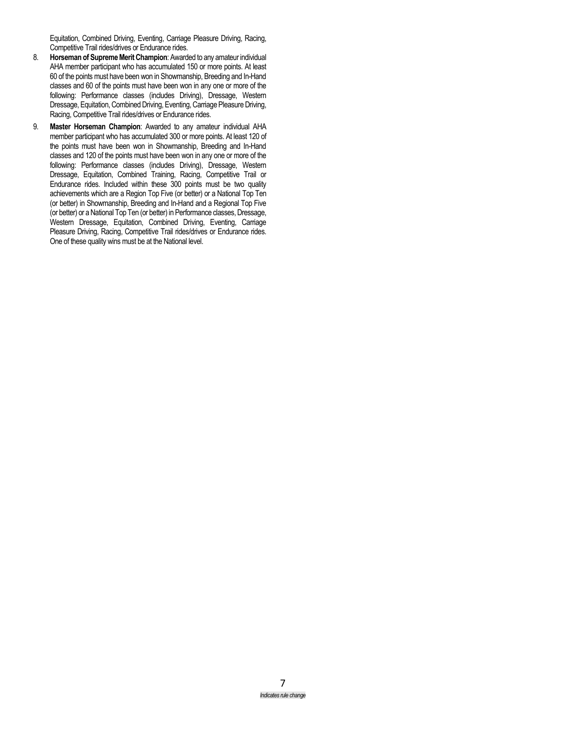Equation, Combined Driving, Eventing, Carriage Pleasure Driving, Racing, Competitive Trail rides/drives or Endurance rides.

8. **Horseman of Supreme Merit Champion**: Awarded to any amateur individual AHA member participant who has accumulated 150 or more points. At least 60 of the points must have been won in Showmanship, Breeding and In-Hand classes and 60 of the points must have been won in any one or more of the following: Performance classes (includes Driving), Dressage, Western Dressage, Equitation, Combined Driving, Eventing, Carriage Pleasure Driving, Racing, Competitive Trail rides/drives or Endurance rides.
9. **Master Horseman Champion**: Awarded to any amateur individual AHA member participant who has accumulated 300 or more points. At least 120 of the points must have been won in Showmanship, Breeding and In-Hand classes and 120 of the points must have been won in any one or more of the following: Performance classes (includes Driving), Dressage, Western Dressage, Equitation, Combined Training, Racing, Competitive Trail or Endurance rides. Included within these 300 points must be two quality achievements which are a Region Top Five (or better) or a National Top Ten (or better) in Showmanship, Breeding and In-Hand and a Regional Top Five (or better) or a National Top Ten (or better) in Performance classes, Dressage, Western Dressage, Equitation, Combined Driving, Eventing, Carriage Pleasure Driving, Racing, Competitive Trail rides/drives or Endurance rides. One of these quality wins must be at the National level.

*Indicates rule change*